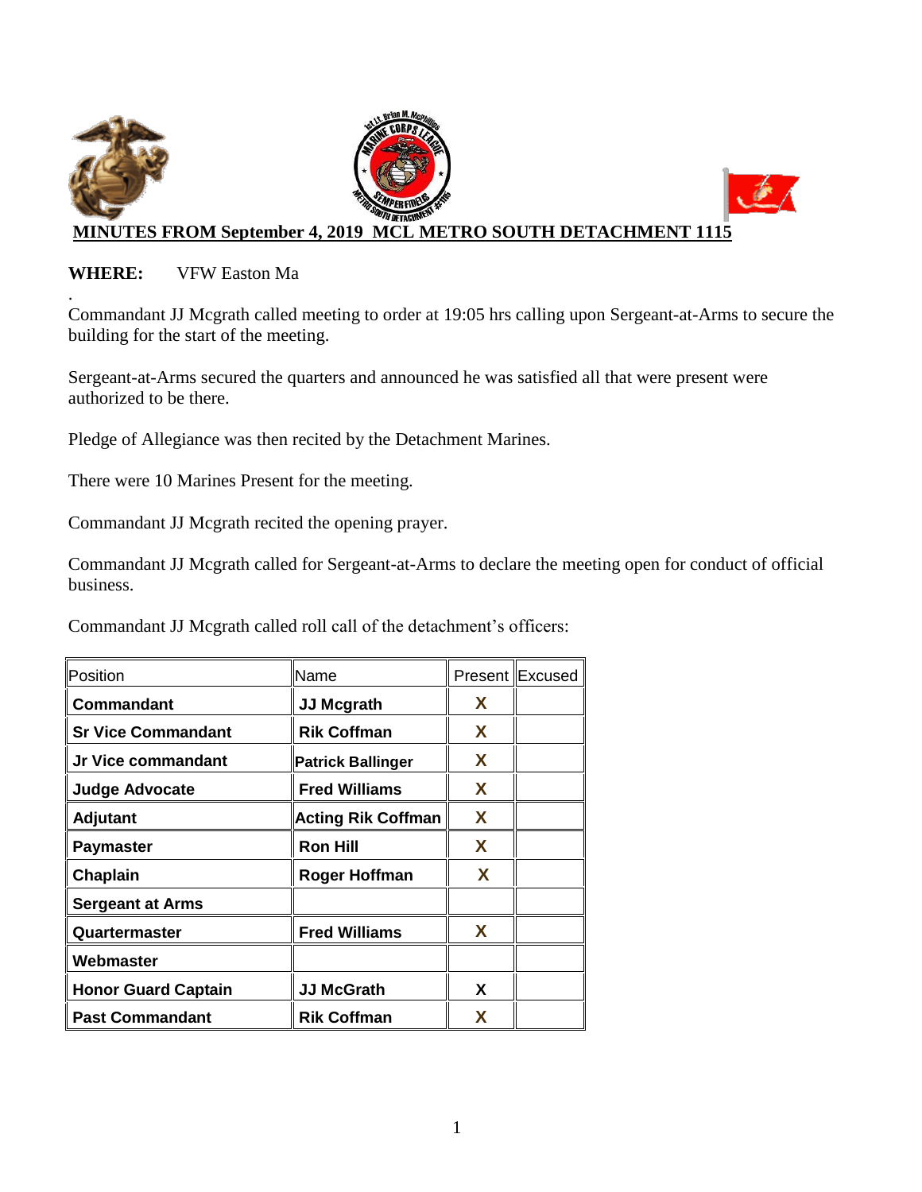**MINUTES FROM September 4, 2019 MCL METRO SOUTH DETACHMENT 1115**

**WHERE:** VFW Easton Ma

.
Commandant JJ Mcgrath called meeting to order at 19:05 hrs calling upon Sergeant-at-Arms to secure the building for the start of the meeting.

Sergeant-at-Arms secured the quarters and announced he was satisfied all that were present were authorized to be there.

Pledge of Allegiance was then recited by the Detachment Marines.

There were 10 Marines Present for the meeting.

Commandant JJ Mcgrath recited the opening prayer.

Commandant JJ Mcgrath called for Sergeant-at-Arms to declare the meeting open for conduct of official business.

Commandant JJ Mcgrath called roll call of the detachment's officers:

| Position | Name | Present | Excused |
|---|---|---|---|
| **Commandant** | **JJ Mcgrath** | **X** | |
| **Sr Vice Commandant** | **Rik Coffman** | **X** | |
| **Jr Vice commandant** | **Patrick Ballinger** | **X** | |
| **Judge Advocate** | **Fred Williams** | **X** | |
| **Adjutant** | **Acting Rik Coffman** | **X** | |
| **Paymaster** | **Ron Hill** | **X** | |
| **Chaplain** | **Roger Hoffman** | **X** | |
| **Sergeant at Arms** | | | |
| **Quartermaster** | **Fred Williams** | **X** | |
| **Webmaster** | | | |
| **Honor Guard Captain** | **JJ McGrath** | **X** | |
| **Past Commandant** | **Rik Coffman** | **X** | |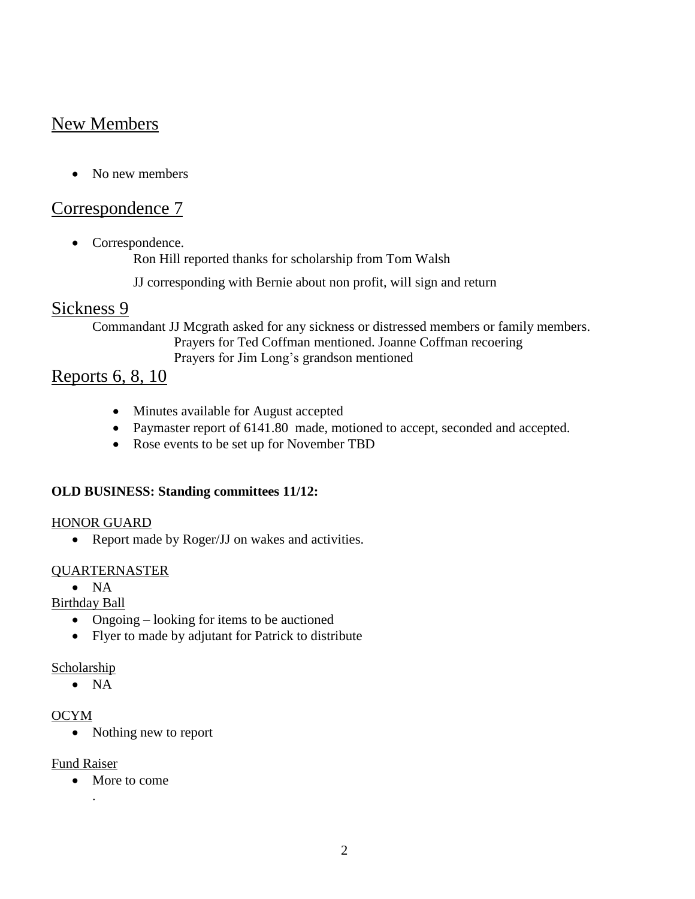## New Members

- No new members

## Correspondence 7

- Correspondence.

  Ron Hill reported thanks for scholarship from Tom Walsh

  JJ corresponding with Bernie about non profit, will sign and return

## Sickness 9

Commandant JJ Mcgrath asked for any sickness or distressed members or family members.

Prayers for Ted Coffman mentioned. Joanne Coffman recoering

Prayers for Jim Long's grandson mentioned

## Reports 6, 8, 10

- Minutes available for August accepted
- Paymaster report of 6141.80 made, motioned to accept, seconded and accepted.
- Rose events to be set up for November TBD

**OLD BUSINESS: Standing committees 11/12:**

HONOR GUARD

- Report made by Roger/JJ on wakes and activities.

QUARTERNASTER

- NA

Birthday Ball

- Ongoing – looking for items to be auctioned
- Flyer to made by adjutant for Patrick to distribute

Scholarship

- NA

OCYM

- Nothing new to report

Fund Raiser

- More to come

.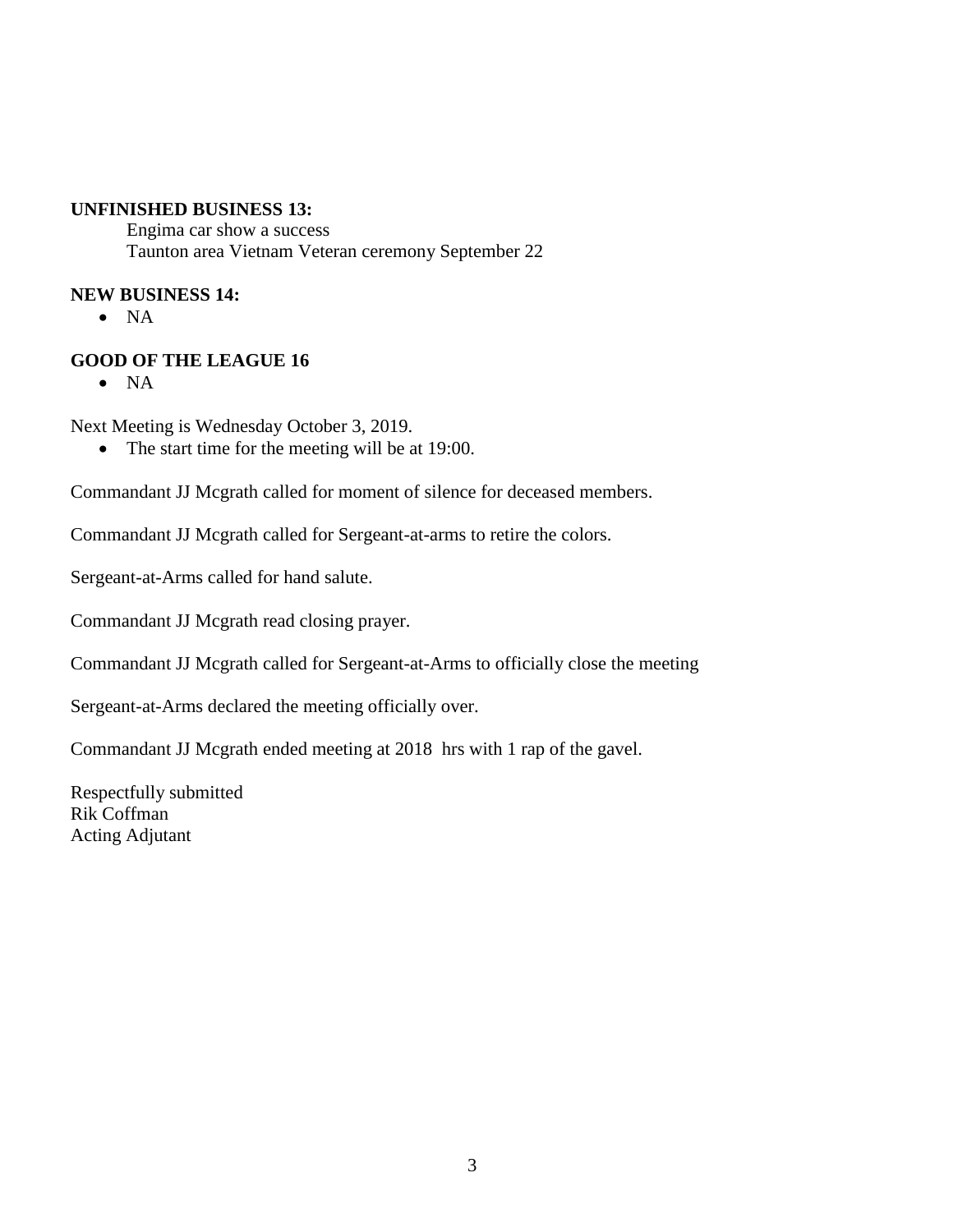**UNFINISHED BUSINESS 13:**

Engima car show a success
Taunton area Vietnam Veteran ceremony September 22

**NEW BUSINESS 14:**

- NA

**GOOD OF THE LEAGUE 16**

- NA

Next Meeting is Wednesday October 3, 2019.

- The start time for the meeting will be at 19:00.

Commandant JJ Mcgrath called for moment of silence for deceased members.

Commandant JJ Mcgrath called for Sergeant-at-arms to retire the colors.

Sergeant-at-Arms called for hand salute.

Commandant JJ Mcgrath read closing prayer.

Commandant JJ Mcgrath called for Sergeant-at-Arms to officially close the meeting

Sergeant-at-Arms declared the meeting officially over.

Commandant JJ Mcgrath ended meeting at 2018 hrs with 1 rap of the gavel.

Respectfully submitted
Rik Coffman
Acting Adjutant